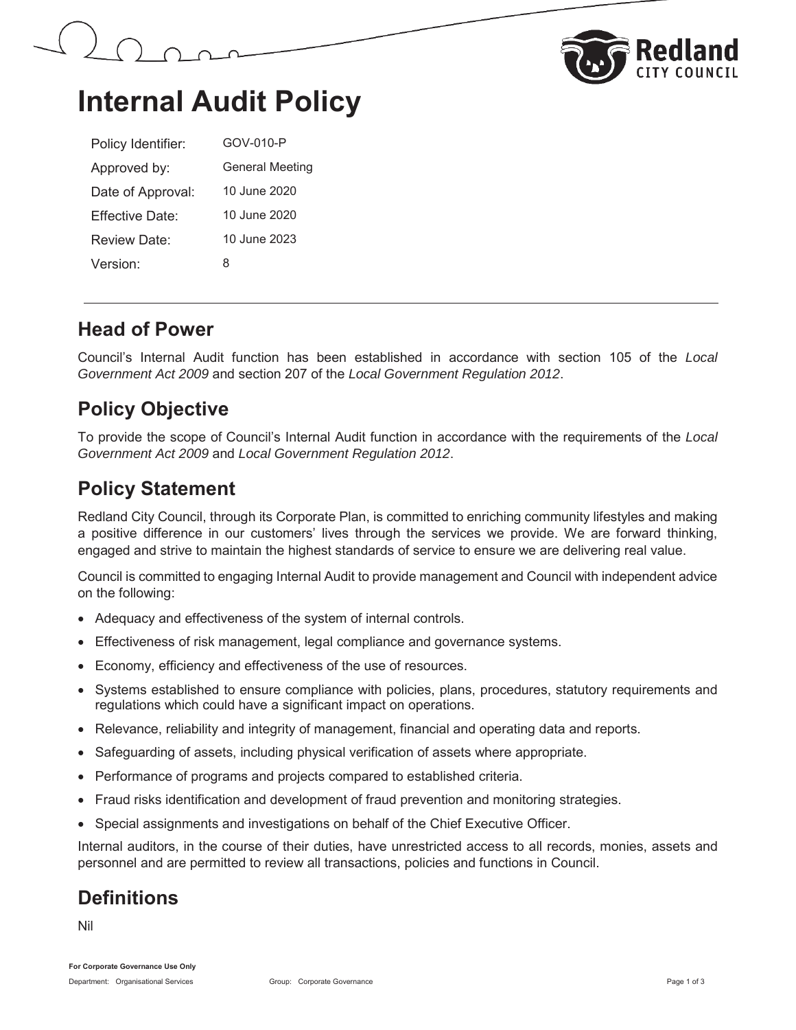# Internal Audit Policy

| | |
|---|---|
| Policy Identifier: | GOV-010-P |
| Approved by: | General Meeting |
| Date of Approval: | 10 June 2020 |
| Effective Date: | 10 June 2020 |
| Review Date: | 10 June 2023 |
| Version: | 8 |

## Head of Power

Council's Internal Audit function has been established in accordance with section 105 of the *Local Government Act 2009* and section 207 of the *Local Government Regulation 2012*.

## Policy Objective

To provide the scope of Council's Internal Audit function in accordance with the requirements of the *Local Government Act 2009* and *Local Government Regulation 2012*.

## Policy Statement

Redland City Council, through its Corporate Plan, is committed to enriching community lifestyles and making a positive difference in our customers' lives through the services we provide. We are forward thinking, engaged and strive to maintain the highest standards of service to ensure we are delivering real value.

Council is committed to engaging Internal Audit to provide management and Council with independent advice on the following:

- Adequacy and effectiveness of the system of internal controls.
- Effectiveness of risk management, legal compliance and governance systems.
- Economy, efficiency and effectiveness of the use of resources.
- Systems established to ensure compliance with policies, plans, procedures, statutory requirements and regulations which could have a significant impact on operations.
- Relevance, reliability and integrity of management, financial and operating data and reports.
- Safeguarding of assets, including physical verification of assets where appropriate.
- Performance of programs and projects compared to established criteria.
- Fraud risks identification and development of fraud prevention and monitoring strategies.
- Special assignments and investigations on behalf of the Chief Executive Officer.

Internal auditors, in the course of their duties, have unrestricted access to all records, monies, assets and personnel and are permitted to review all transactions, policies and functions in Council.

## Definitions

Nil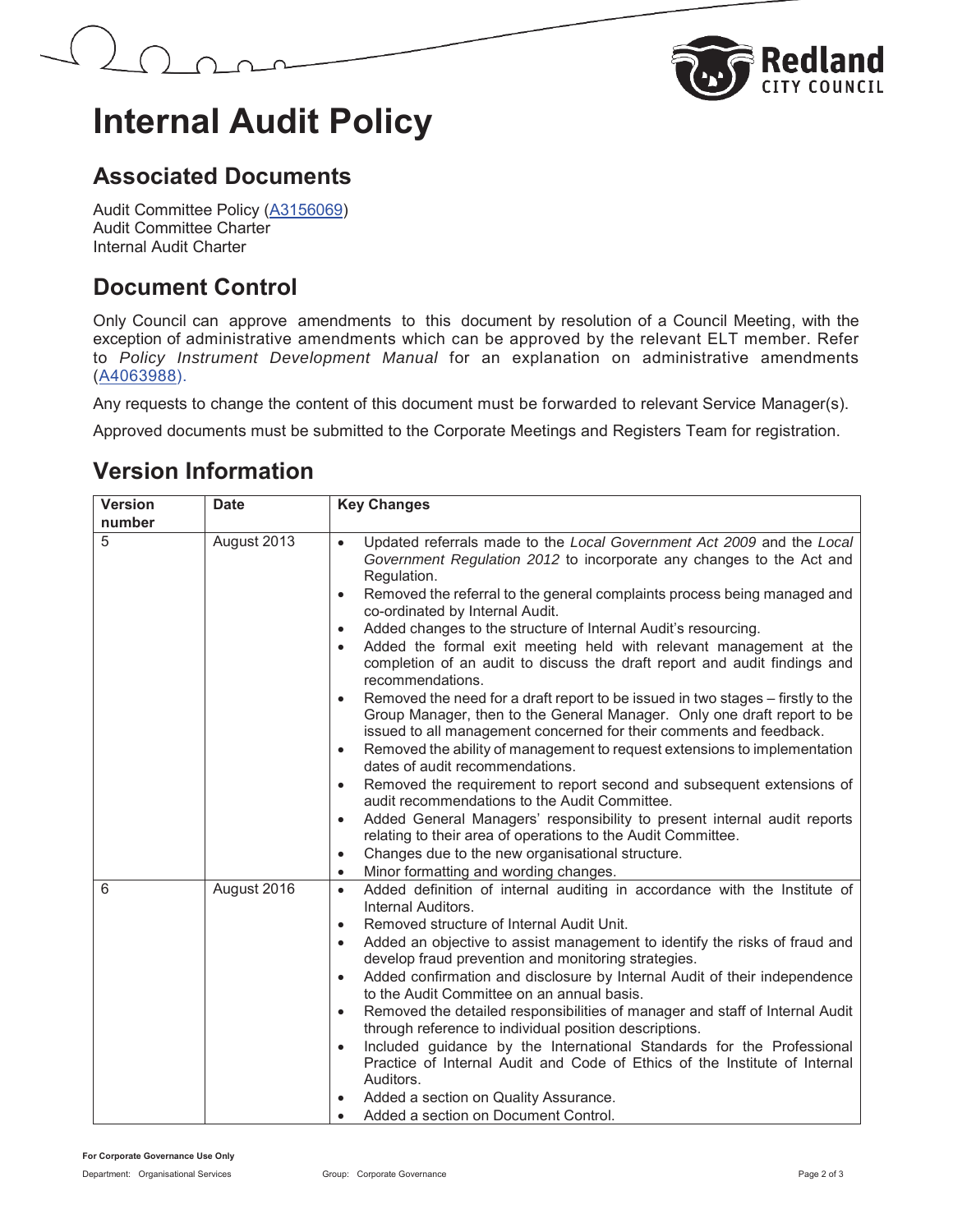# Internal Audit Policy

## Associated Documents

Audit Committee Policy (A3156069)
Audit Committee Charter
Internal Audit Charter

## Document Control

Only Council can approve amendments to this document by resolution of a Council Meeting, with the exception of administrative amendments which can be approved by the relevant ELT member. Refer to *Policy Instrument Development Manual* for an explanation on administrative amendments (A4063988).

Any requests to change the content of this document must be forwarded to relevant Service Manager(s).

Approved documents must be submitted to the Corporate Meetings and Registers Team for registration.

## Version Information

| Version number | Date | Key Changes |
|---|---|---|
| 5 | August 2013 | • Updated referrals made to the *Local Government Act 2009* and the *Local Government Regulation 2012* to incorporate any changes to the Act and Regulation.<br>• Removed the referral to the general complaints process being managed and co-ordinated by Internal Audit.<br>• Added changes to the structure of Internal Audit's resourcing.<br>• Added the formal exit meeting held with relevant management at the completion of an audit to discuss the draft report and audit findings and recommendations.<br>• Removed the need for a draft report to be issued in two stages – firstly to the Group Manager, then to the General Manager. Only one draft report to be issued to all management concerned for their comments and feedback.<br>• Removed the ability of management to request extensions to implementation dates of audit recommendations.<br>• Removed the requirement to report second and subsequent extensions of audit recommendations to the Audit Committee.<br>• Added General Managers' responsibility to present internal audit reports relating to their area of operations to the Audit Committee.<br>• Changes due to the new organisational structure.<br>• Minor formatting and wording changes. |
| 6 | August 2016 | • Added definition of internal auditing in accordance with the Institute of Internal Auditors.<br>• Removed structure of Internal Audit Unit.<br>• Added an objective to assist management to identify the risks of fraud and develop fraud prevention and monitoring strategies.<br>• Added confirmation and disclosure by Internal Audit of their independence to the Audit Committee on an annual basis.<br>• Removed the detailed responsibilities of manager and staff of Internal Audit through reference to individual position descriptions.<br>• Included guidance by the International Standards for the Professional Practice of Internal Audit and Code of Ethics of the Institute of Internal Auditors.<br>• Added a section on Quality Assurance.<br>• Added a section on Document Control. |

**For Corporate Governance Use Only**

Department: Organisational Services Group: Corporate Governance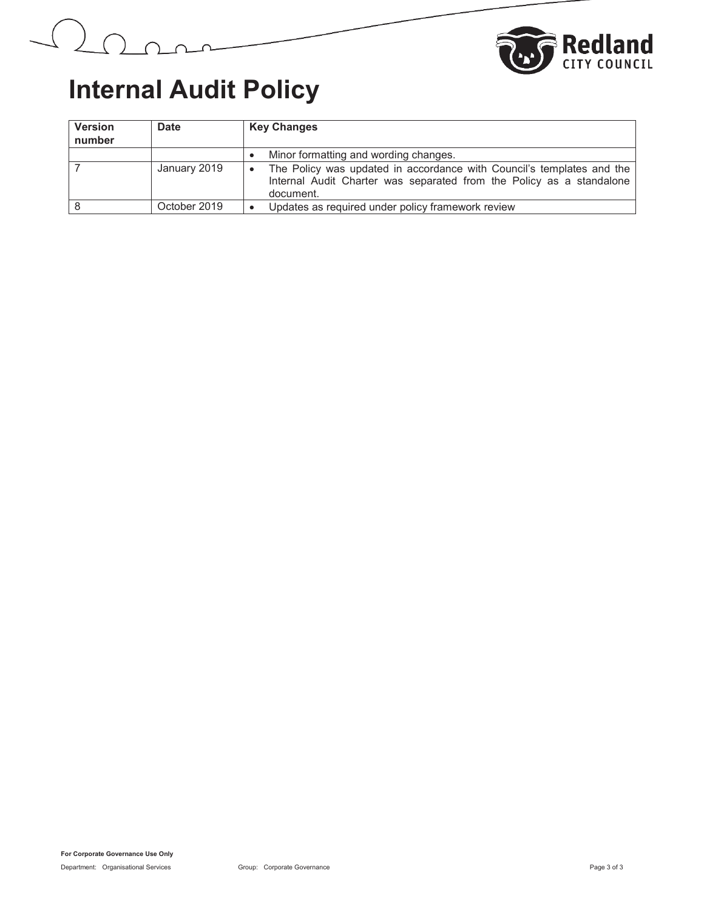# Internal Audit Policy

| Version number | Date | Key Changes |
|---|---|---|
| | | • Minor formatting and wording changes. |
| 7 | January 2019 | • The Policy was updated in accordance with Council's templates and the Internal Audit Charter was separated from the Policy as a standalone document. |
| 8 | October 2019 | • Updates as required under policy framework review |

**For Corporate Governance Use Only**

Department: Organisational Services Group: Corporate Governance